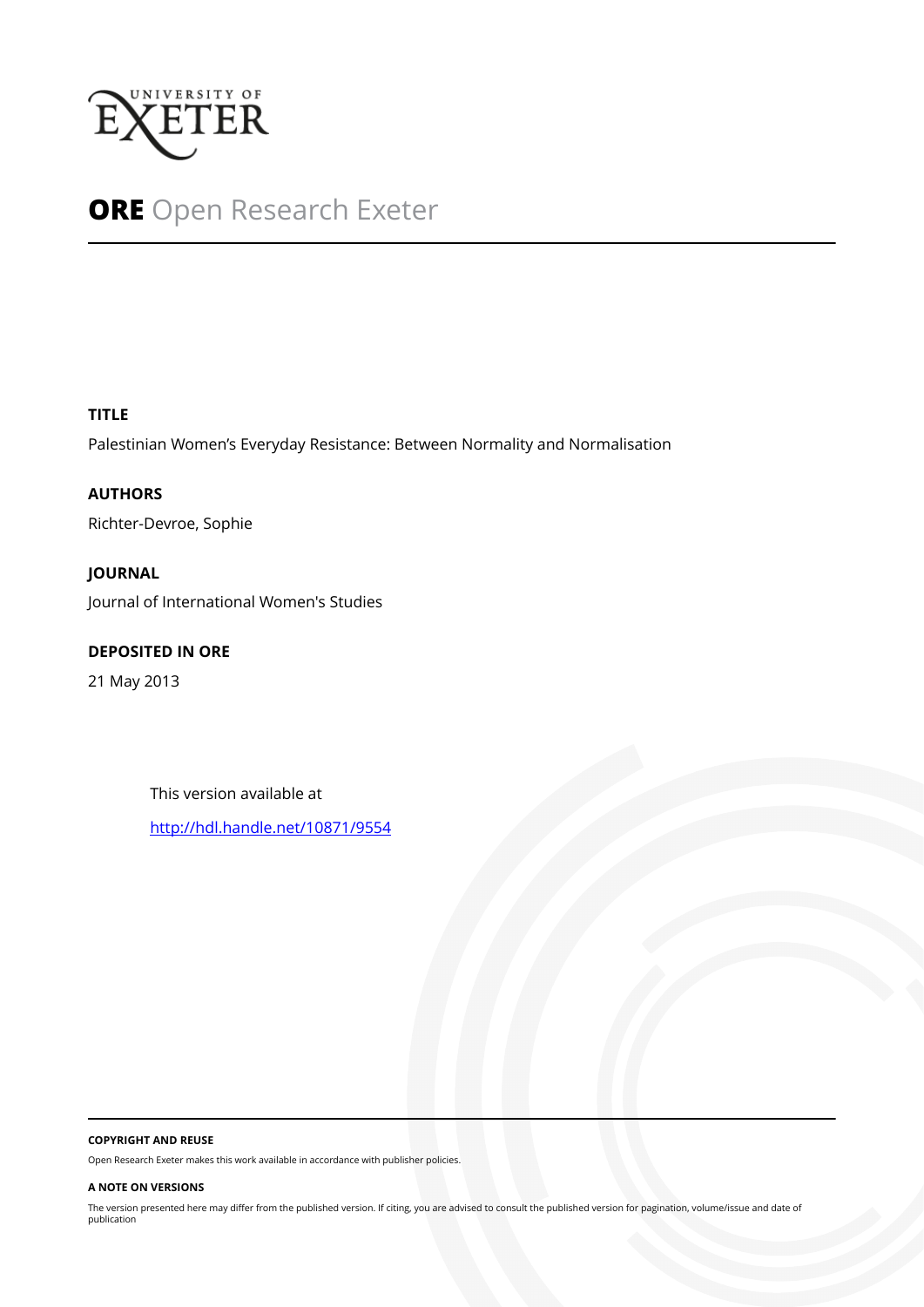UNIVERSITY OF EXETER

**ORE** Open Research Exeter

**TITLE**

Palestinian Women's Everyday Resistance: Between Normality and Normalisation

**AUTHORS**

Richter-Devroe, Sophie

**JOURNAL**

Journal of International Women's Studies

**DEPOSITED IN ORE**

21 May 2013

This version available at

http://hdl.handle.net/10871/9554

**COPYRIGHT AND REUSE**

Open Research Exeter makes this work available in accordance with publisher policies.

**A NOTE ON VERSIONS**

The version presented here may differ from the published version. If citing, you are advised to consult the published version for pagination, volume/issue and date of publication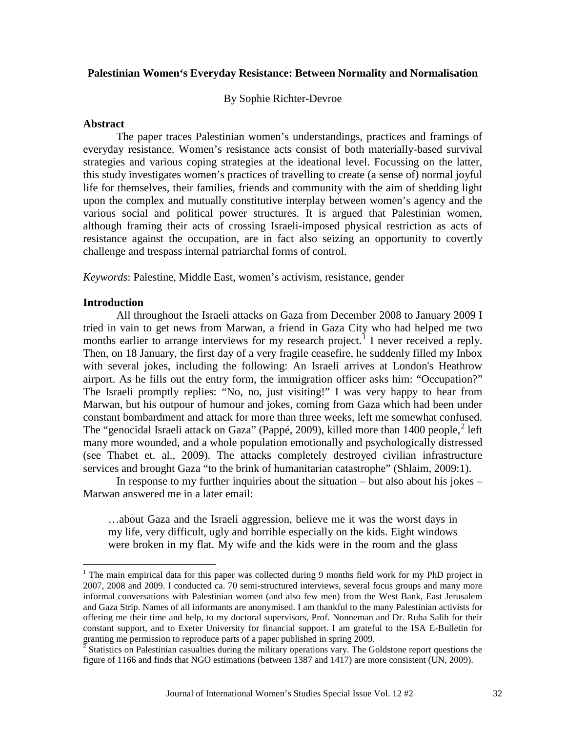**Palestinian Women‘s Everyday Resistance: Between Normality and Normalisation**

By Sophie Richter-Devroe

**Abstract**

The paper traces Palestinian women's understandings, practices and framings of everyday resistance. Women's resistance acts consist of both materially-based survival strategies and various coping strategies at the ideational level. Focussing on the latter, this study investigates women's practices of travelling to create (a sense of) normal joyful life for themselves, their families, friends and community with the aim of shedding light upon the complex and mutually constitutive interplay between women's agency and the various social and political power structures. It is argued that Palestinian women, although framing their acts of crossing Israeli-imposed physical restriction as acts of resistance against the occupation, are in fact also seizing an opportunity to covertly challenge and trespass internal patriarchal forms of control.

*Keywords*: Palestine, Middle East, women's activism, resistance, gender

**Introduction**

All throughout the Israeli attacks on Gaza from December 2008 to January 2009 I tried in vain to get news from Marwan, a friend in Gaza City who had helped me two months earlier to arrange interviews for my research project.[1] I never received a reply. Then, on 18 January, the first day of a very fragile ceasefire, he suddenly filled my Inbox with several jokes, including the following: An Israeli arrives at London's Heathrow airport. As he fills out the entry form, the immigration officer asks him: "Occupation?" The Israeli promptly replies: "No, no, just visiting!" I was very happy to hear from Marwan, but his outpour of humour and jokes, coming from Gaza which had been under constant bombardment and attack for more than three weeks, left me somewhat confused. The "genocidal Israeli attack on Gaza" (Pappé, 2009), killed more than 1400 people,[2] left many more wounded, and a whole population emotionally and psychologically distressed (see Thabet et. al., 2009). The attacks completely destroyed civilian infrastructure services and brought Gaza "to the brink of humanitarian catastrophe" (Shlaim, 2009:1).

In response to my further inquiries about the situation – but also about his jokes – Marwan answered me in a later email:

> …about Gaza and the Israeli aggression, believe me it was the worst days in my life, very difficult, ugly and horrible especially on the kids. Eight windows were broken in my flat. My wife and the kids were in the room and the glass

---

[1] The main empirical data for this paper was collected during 9 months field work for my PhD project in 2007, 2008 and 2009. I conducted ca. 70 semi-structured interviews, several focus groups and many more informal conversations with Palestinian women (and also few men) from the West Bank, East Jerusalem and Gaza Strip. Names of all informants are anonymised. I am thankful to the many Palestinian activists for offering me their time and help, to my doctoral supervisors, Prof. Nonneman and Dr. Ruba Salih for their constant support, and to Exeter University for financial support. I am grateful to the ISA E-Bulletin for granting me permission to reproduce parts of a paper published in spring 2009.

[2] Statistics on Palestinian casualties during the military operations vary. The Goldstone report questions the figure of 1166 and finds that NGO estimations (between 1387 and 1417) are more consistent (UN, 2009).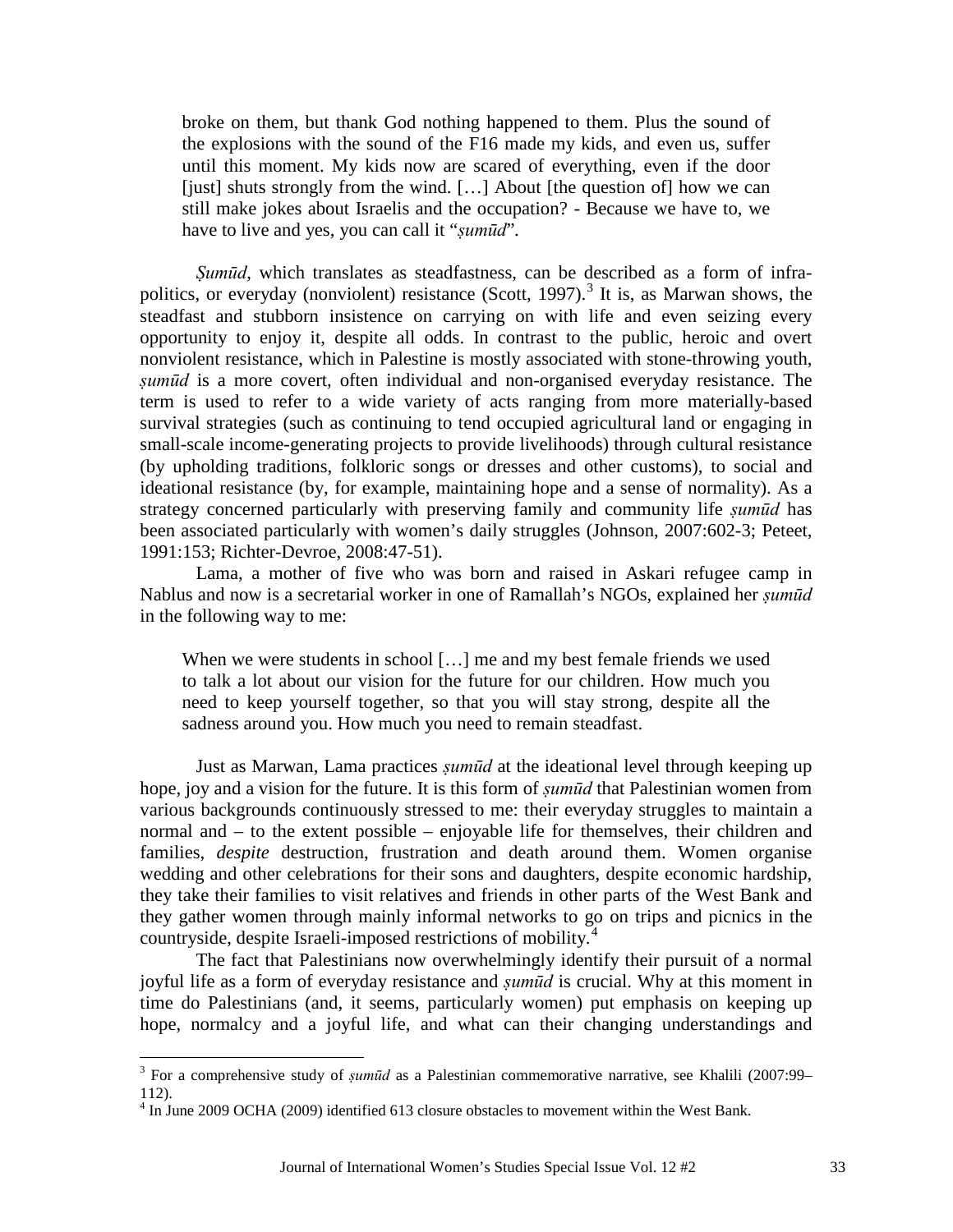> broke on them, but thank God nothing happened to them. Plus the sound of the explosions with the sound of the F16 made my kids, and even us, suffer until this moment. My kids now are scared of everything, even if the door [just] shuts strongly from the wind. […] About [the question of] how we can still make jokes about Israelis and the occupation? - Because we have to, we have to live and yes, you can call it "*ṣumūd*".

*Ṣumūd*, which translates as steadfastness, can be described as a form of infra-politics, or everyday (nonviolent) resistance (Scott, 1997).[3] It is, as Marwan shows, the steadfast and stubborn insistence on carrying on with life and even seizing every opportunity to enjoy it, despite all odds. In contrast to the public, heroic and overt nonviolent resistance, which in Palestine is mostly associated with stone-throwing youth, *ṣumūd* is a more covert, often individual and non-organised everyday resistance. The term is used to refer to a wide variety of acts ranging from more materially-based survival strategies (such as continuing to tend occupied agricultural land or engaging in small-scale income-generating projects to provide livelihoods) through cultural resistance (by upholding traditions, folkloric songs or dresses and other customs), to social and ideational resistance (by, for example, maintaining hope and a sense of normality). As a strategy concerned particularly with preserving family and community life *ṣumūd* has been associated particularly with women's daily struggles (Johnson, 2007:602-3; Peteet, 1991:153; Richter-Devroe, 2008:47-51).

Lama, a mother of five who was born and raised in Askari refugee camp in Nablus and now is a secretarial worker in one of Ramallah's NGOs, explained her *ṣumūd* in the following way to me:

> When we were students in school […] me and my best female friends we used to talk a lot about our vision for the future for our children. How much you need to keep yourself together, so that you will stay strong, despite all the sadness around you. How much you need to remain steadfast.

Just as Marwan, Lama practices *ṣumūd* at the ideational level through keeping up hope, joy and a vision for the future. It is this form of *ṣumūd* that Palestinian women from various backgrounds continuously stressed to me: their everyday struggles to maintain a normal and – to the extent possible – enjoyable life for themselves, their children and families, *despite* destruction, frustration and death around them. Women organise wedding and other celebrations for their sons and daughters, despite economic hardship, they take their families to visit relatives and friends in other parts of the West Bank and they gather women through mainly informal networks to go on trips and picnics in the countryside, despite Israeli-imposed restrictions of mobility.[4]

The fact that Palestinians now overwhelmingly identify their pursuit of a normal joyful life as a form of everyday resistance and *ṣumūd* is crucial. Why at this moment in time do Palestinians (and, it seems, particularly women) put emphasis on keeping up hope, normalcy and a joyful life, and what can their changing understandings and

---

[3] For a comprehensive study of *ṣumūd* as a Palestinian commemorative narrative, see Khalili (2007:99–112).

[4] In June 2009 OCHA (2009) identified 613 closure obstacles to movement within the West Bank.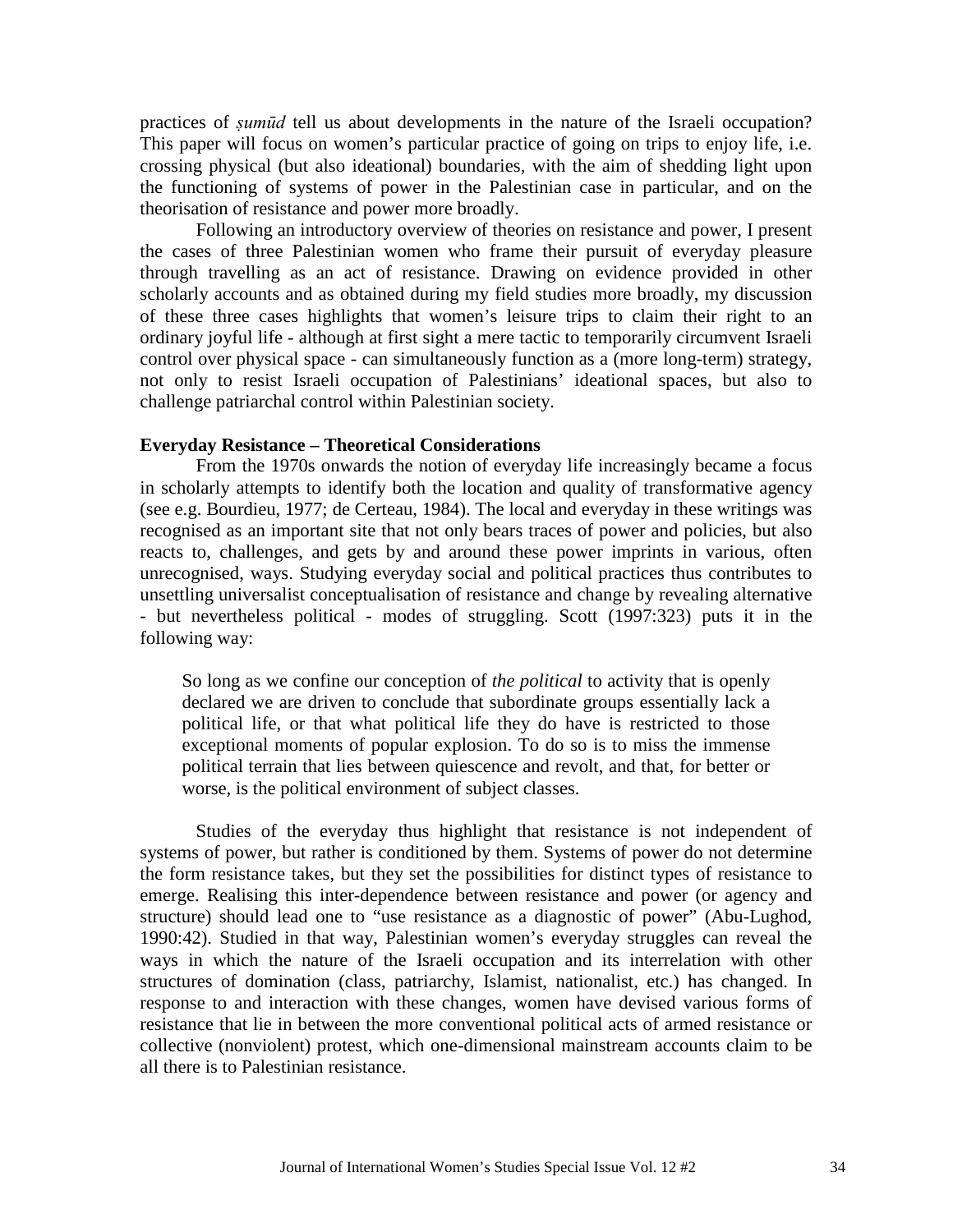practices of *ṣumūd* tell us about developments in the nature of the Israeli occupation? This paper will focus on women's particular practice of going on trips to enjoy life, i.e. crossing physical (but also ideational) boundaries, with the aim of shedding light upon the functioning of systems of power in the Palestinian case in particular, and on the theorisation of resistance and power more broadly.

Following an introductory overview of theories on resistance and power, I present the cases of three Palestinian women who frame their pursuit of everyday pleasure through travelling as an act of resistance. Drawing on evidence provided in other scholarly accounts and as obtained during my field studies more broadly, my discussion of these three cases highlights that women's leisure trips to claim their right to an ordinary joyful life - although at first sight a mere tactic to temporarily circumvent Israeli control over physical space - can simultaneously function as a (more long-term) strategy, not only to resist Israeli occupation of Palestinians' ideational spaces, but also to challenge patriarchal control within Palestinian society.

**Everyday Resistance – Theoretical Considerations**

From the 1970s onwards the notion of everyday life increasingly became a focus in scholarly attempts to identify both the location and quality of transformative agency (see e.g. Bourdieu, 1977; de Certeau, 1984). The local and everyday in these writings was recognised as an important site that not only bears traces of power and policies, but also reacts to, challenges, and gets by and around these power imprints in various, often unrecognised, ways. Studying everyday social and political practices thus contributes to unsettling universalist conceptualisation of resistance and change by revealing alternative - but nevertheless political - modes of struggling. Scott (1997:323) puts it in the following way:

> So long as we confine our conception of *the political* to activity that is openly declared we are driven to conclude that subordinate groups essentially lack a political life, or that what political life they do have is restricted to those exceptional moments of popular explosion. To do so is to miss the immense political terrain that lies between quiescence and revolt, and that, for better or worse, is the political environment of subject classes.

Studies of the everyday thus highlight that resistance is not independent of systems of power, but rather is conditioned by them. Systems of power do not determine the form resistance takes, but they set the possibilities for distinct types of resistance to emerge. Realising this inter-dependence between resistance and power (or agency and structure) should lead one to "use resistance as a diagnostic of power" (Abu-Lughod, 1990:42). Studied in that way, Palestinian women's everyday struggles can reveal the ways in which the nature of the Israeli occupation and its interrelation with other structures of domination (class, patriarchy, Islamist, nationalist, etc.) has changed. In response to and interaction with these changes, women have devised various forms of resistance that lie in between the more conventional political acts of armed resistance or collective (nonviolent) protest, which one-dimensional mainstream accounts claim to be all there is to Palestinian resistance.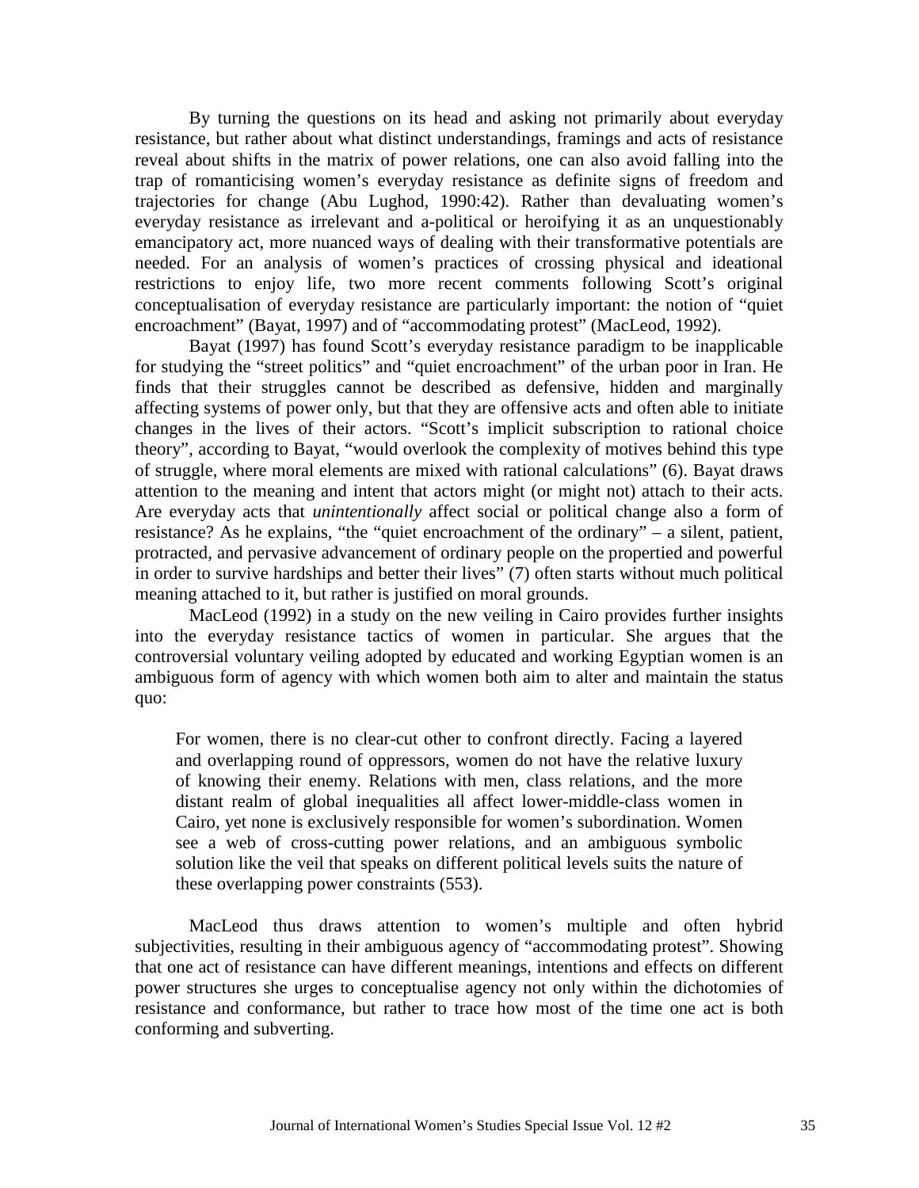By turning the questions on its head and asking not primarily about everyday resistance, but rather about what distinct understandings, framings and acts of resistance reveal about shifts in the matrix of power relations, one can also avoid falling into the trap of romanticising women's everyday resistance as definite signs of freedom and trajectories for change (Abu Lughod, 1990:42). Rather than devaluating women's everyday resistance as irrelevant and a-political or heroifying it as an unquestionably emancipatory act, more nuanced ways of dealing with their transformative potentials are needed. For an analysis of women's practices of crossing physical and ideational restrictions to enjoy life, two more recent comments following Scott's original conceptualisation of everyday resistance are particularly important: the notion of "quiet encroachment" (Bayat, 1997) and of "accommodating protest" (MacLeod, 1992).

Bayat (1997) has found Scott's everyday resistance paradigm to be inapplicable for studying the "street politics" and "quiet encroachment" of the urban poor in Iran. He finds that their struggles cannot be described as defensive, hidden and marginally affecting systems of power only, but that they are offensive acts and often able to initiate changes in the lives of their actors. "Scott's implicit subscription to rational choice theory", according to Bayat, "would overlook the complexity of motives behind this type of struggle, where moral elements are mixed with rational calculations" (6). Bayat draws attention to the meaning and intent that actors might (or might not) attach to their acts. Are everyday acts that *unintentionally* affect social or political change also a form of resistance? As he explains, "the "quiet encroachment of the ordinary" – a silent, patient, protracted, and pervasive advancement of ordinary people on the propertied and powerful in order to survive hardships and better their lives" (7) often starts without much political meaning attached to it, but rather is justified on moral grounds.

MacLeod (1992) in a study on the new veiling in Cairo provides further insights into the everyday resistance tactics of women in particular. She argues that the controversial voluntary veiling adopted by educated and working Egyptian women is an ambiguous form of agency with which women both aim to alter and maintain the status quo:

> For women, there is no clear-cut other to confront directly. Facing a layered and overlapping round of oppressors, women do not have the relative luxury of knowing their enemy. Relations with men, class relations, and the more distant realm of global inequalities all affect lower-middle-class women in Cairo, yet none is exclusively responsible for women's subordination. Women see a web of cross-cutting power relations, and an ambiguous symbolic solution like the veil that speaks on different political levels suits the nature of these overlapping power constraints (553).

MacLeod thus draws attention to women's multiple and often hybrid subjectivities, resulting in their ambiguous agency of "accommodating protest". Showing that one act of resistance can have different meanings, intentions and effects on different power structures she urges to conceptualise agency not only within the dichotomies of resistance and conformance, but rather to trace how most of the time one act is both conforming and subverting.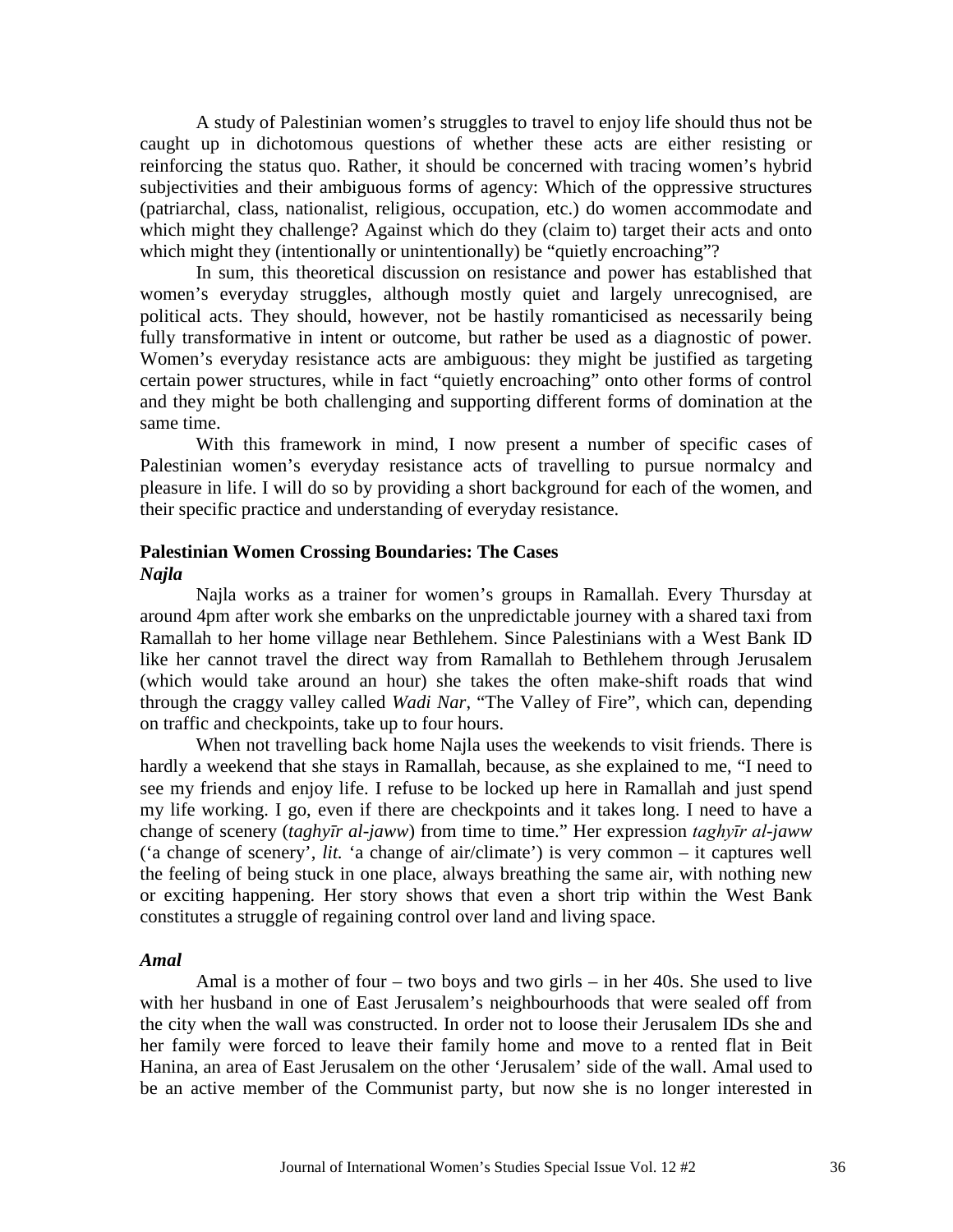A study of Palestinian women's struggles to travel to enjoy life should thus not be caught up in dichotomous questions of whether these acts are either resisting or reinforcing the status quo. Rather, it should be concerned with tracing women's hybrid subjectivities and their ambiguous forms of agency: Which of the oppressive structures (patriarchal, class, nationalist, religious, occupation, etc.) do women accommodate and which might they challenge? Against which do they (claim to) target their acts and onto which might they (intentionally or unintentionally) be "quietly encroaching"?

In sum, this theoretical discussion on resistance and power has established that women's everyday struggles, although mostly quiet and largely unrecognised, are political acts. They should, however, not be hastily romanticised as necessarily being fully transformative in intent or outcome, but rather be used as a diagnostic of power. Women's everyday resistance acts are ambiguous: they might be justified as targeting certain power structures, while in fact "quietly encroaching" onto other forms of control and they might be both challenging and supporting different forms of domination at the same time.

With this framework in mind, I now present a number of specific cases of Palestinian women's everyday resistance acts of travelling to pursue normalcy and pleasure in life. I will do so by providing a short background for each of the women, and their specific practice and understanding of everyday resistance.

## Palestinian Women Crossing Boundaries: The Cases

### *Najla*

Najla works as a trainer for women's groups in Ramallah. Every Thursday at around 4pm after work she embarks on the unpredictable journey with a shared taxi from Ramallah to her home village near Bethlehem. Since Palestinians with a West Bank ID like her cannot travel the direct way from Ramallah to Bethlehem through Jerusalem (which would take around an hour) she takes the often make-shift roads that wind through the craggy valley called *Wadi Nar*, "The Valley of Fire", which can, depending on traffic and checkpoints, take up to four hours.

When not travelling back home Najla uses the weekends to visit friends. There is hardly a weekend that she stays in Ramallah, because, as she explained to me, "I need to see my friends and enjoy life. I refuse to be locked up here in Ramallah and just spend my life working. I go, even if there are checkpoints and it takes long. I need to have a change of scenery (*taghyīr al-jaww*) from time to time." Her expression *taghyīr al-jaww* ('a change of scenery', *lit.* 'a change of air/climate') is very common – it captures well the feeling of being stuck in one place, always breathing the same air, with nothing new or exciting happening. Her story shows that even a short trip within the West Bank constitutes a struggle of regaining control over land and living space.

### *Amal*

Amal is a mother of four – two boys and two girls – in her 40s. She used to live with her husband in one of East Jerusalem's neighbourhoods that were sealed off from the city when the wall was constructed. In order not to loose their Jerusalem IDs she and her family were forced to leave their family home and move to a rented flat in Beit Hanina, an area of East Jerusalem on the other 'Jerusalem' side of the wall. Amal used to be an active member of the Communist party, but now she is no longer interested in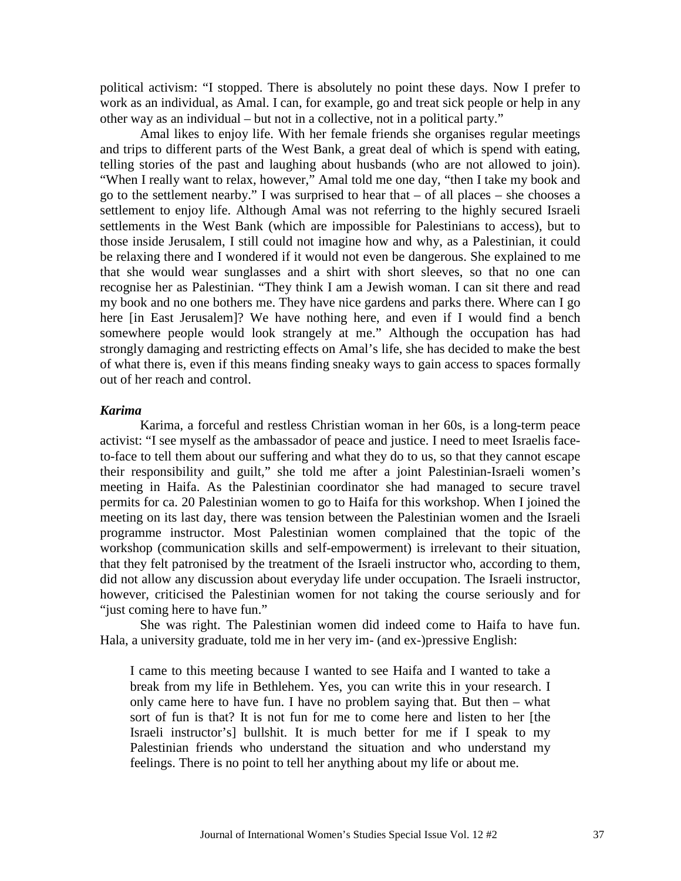political activism: "I stopped. There is absolutely no point these days. Now I prefer to work as an individual, as Amal. I can, for example, go and treat sick people or help in any other way as an individual – but not in a collective, not in a political party."

Amal likes to enjoy life. With her female friends she organises regular meetings and trips to different parts of the West Bank, a great deal of which is spend with eating, telling stories of the past and laughing about husbands (who are not allowed to join). "When I really want to relax, however," Amal told me one day, "then I take my book and go to the settlement nearby." I was surprised to hear that – of all places – she chooses a settlement to enjoy life. Although Amal was not referring to the highly secured Israeli settlements in the West Bank (which are impossible for Palestinians to access), but to those inside Jerusalem, I still could not imagine how and why, as a Palestinian, it could be relaxing there and I wondered if it would not even be dangerous. She explained to me that she would wear sunglasses and a shirt with short sleeves, so that no one can recognise her as Palestinian. "They think I am a Jewish woman. I can sit there and read my book and no one bothers me. They have nice gardens and parks there. Where can I go here [in East Jerusalem]? We have nothing here, and even if I would find a bench somewhere people would look strangely at me." Although the occupation has had strongly damaging and restricting effects on Amal's life, she has decided to make the best of what there is, even if this means finding sneaky ways to gain access to spaces formally out of her reach and control.

### *Karima*

Karima, a forceful and restless Christian woman in her 60s, is a long-term peace activist: "I see myself as the ambassador of peace and justice. I need to meet Israelis face-to-face to tell them about our suffering and what they do to us, so that they cannot escape their responsibility and guilt," she told me after a joint Palestinian-Israeli women's meeting in Haifa. As the Palestinian coordinator she had managed to secure travel permits for ca. 20 Palestinian women to go to Haifa for this workshop. When I joined the meeting on its last day, there was tension between the Palestinian women and the Israeli programme instructor. Most Palestinian women complained that the topic of the workshop (communication skills and self-empowerment) is irrelevant to their situation, that they felt patronised by the treatment of the Israeli instructor who, according to them, did not allow any discussion about everyday life under occupation. The Israeli instructor, however, criticised the Palestinian women for not taking the course seriously and for "just coming here to have fun."

She was right. The Palestinian women did indeed come to Haifa to have fun. Hala, a university graduate, told me in her very im- (and ex-)pressive English:

> I came to this meeting because I wanted to see Haifa and I wanted to take a break from my life in Bethlehem. Yes, you can write this in your research. I only came here to have fun. I have no problem saying that. But then – what sort of fun is that? It is not fun for me to come here and listen to her [the Israeli instructor's] bullshit. It is much better for me if I speak to my Palestinian friends who understand the situation and who understand my feelings. There is no point to tell her anything about my life or about me.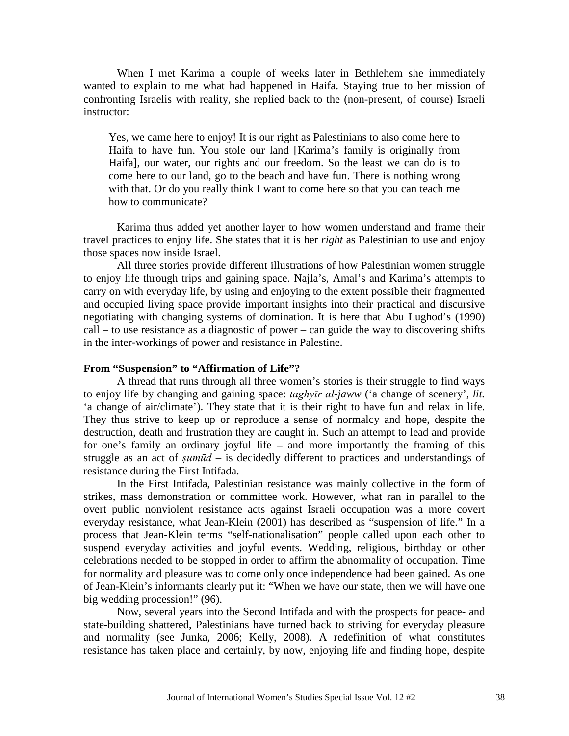When I met Karima a couple of weeks later in Bethlehem she immediately wanted to explain to me what had happened in Haifa. Staying true to her mission of confronting Israelis with reality, she replied back to the (non-present, of course) Israeli instructor:

> Yes, we came here to enjoy! It is our right as Palestinians to also come here to Haifa to have fun. You stole our land [Karima's family is originally from Haifa], our water, our rights and our freedom. So the least we can do is to come here to our land, go to the beach and have fun. There is nothing wrong with that. Or do you really think I want to come here so that you can teach me how to communicate?

Karima thus added yet another layer to how women understand and frame their travel practices to enjoy life. She states that it is her *right* as Palestinian to use and enjoy those spaces now inside Israel.

All three stories provide different illustrations of how Palestinian women struggle to enjoy life through trips and gaining space. Najla's, Amal's and Karima's attempts to carry on with everyday life, by using and enjoying to the extent possible their fragmented and occupied living space provide important insights into their practical and discursive negotiating with changing systems of domination. It is here that Abu Lughod's (1990) call – to use resistance as a diagnostic of power – can guide the way to discovering shifts in the inter-workings of power and resistance in Palestine.

**From "Suspension" to "Affirmation of Life"?**

A thread that runs through all three women's stories is their struggle to find ways to enjoy life by changing and gaining space: *taghyīr al-jaww* ('a change of scenery', *lit.* 'a change of air/climate'). They state that it is their right to have fun and relax in life. They thus strive to keep up or reproduce a sense of normalcy and hope, despite the destruction, death and frustration they are caught in. Such an attempt to lead and provide for one's family an ordinary joyful life – and more importantly the framing of this struggle as an act of *ṣumūd* – is decidedly different to practices and understandings of resistance during the First Intifada.

In the First Intifada, Palestinian resistance was mainly collective in the form of strikes, mass demonstration or committee work. However, what ran in parallel to the overt public nonviolent resistance acts against Israeli occupation was a more covert everyday resistance, what Jean-Klein (2001) has described as "suspension of life." In a process that Jean-Klein terms "self-nationalisation" people called upon each other to suspend everyday activities and joyful events. Wedding, religious, birthday or other celebrations needed to be stopped in order to affirm the abnormality of occupation. Time for normality and pleasure was to come only once independence had been gained. As one of Jean-Klein's informants clearly put it: "When we have our state, then we will have one big wedding procession!" (96).

Now, several years into the Second Intifada and with the prospects for peace- and state-building shattered, Palestinians have turned back to striving for everyday pleasure and normality (see Junka, 2006; Kelly, 2008). A redefinition of what constitutes resistance has taken place and certainly, by now, enjoying life and finding hope, despite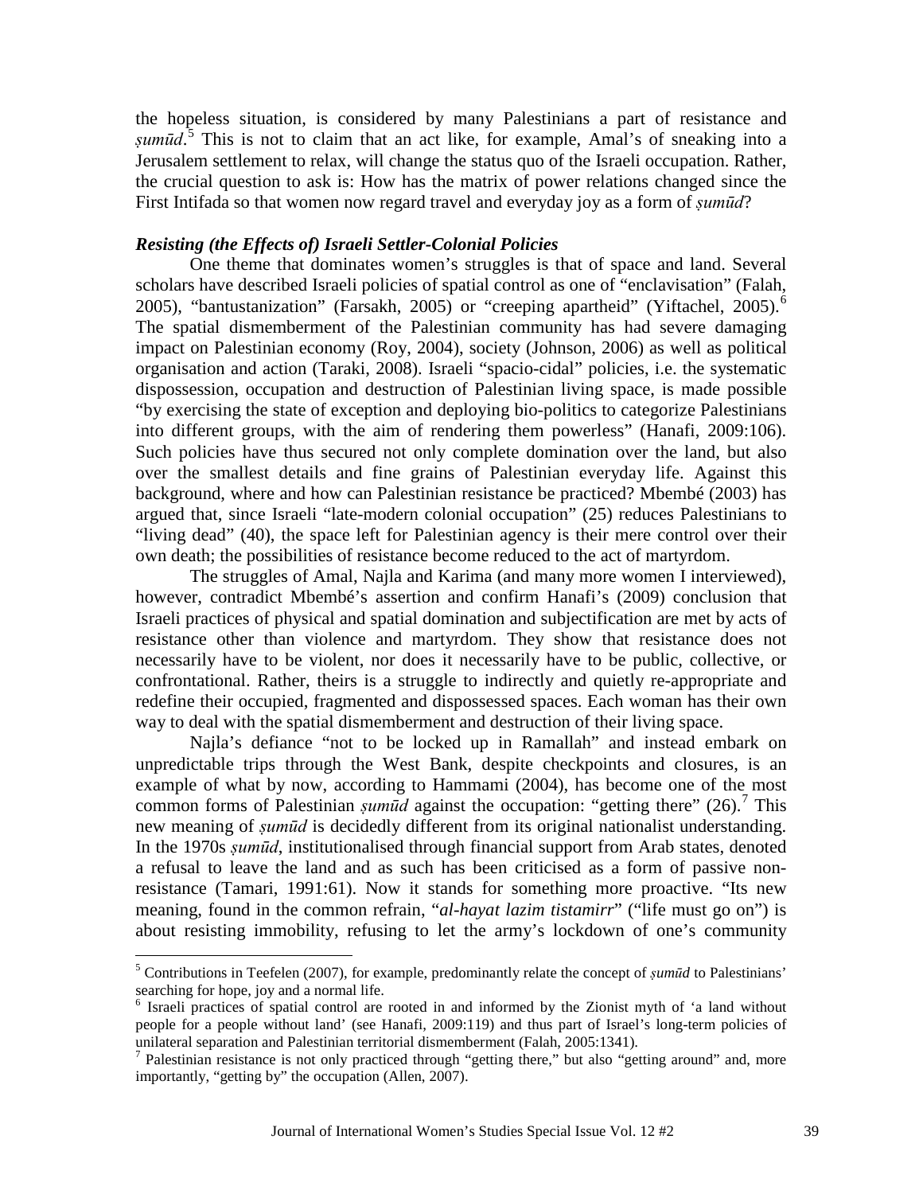the hopeless situation, is considered by many Palestinians a part of resistance and *ṣumūd*.[5] This is not to claim that an act like, for example, Amal's of sneaking into a Jerusalem settlement to relax, will change the status quo of the Israeli occupation. Rather, the crucial question to ask is: How has the matrix of power relations changed since the First Intifada so that women now regard travel and everyday joy as a form of *ṣumūd*?

### *Resisting (the Effects of) Israeli Settler-Colonial Policies*

One theme that dominates women's struggles is that of space and land. Several scholars have described Israeli policies of spatial control as one of "enclavisation" (Falah, 2005), "bantustanization" (Farsakh, 2005) or "creeping apartheid" (Yiftachel, 2005).[6] The spatial dismemberment of the Palestinian community has had severe damaging impact on Palestinian economy (Roy, 2004), society (Johnson, 2006) as well as political organisation and action (Taraki, 2008). Israeli "spacio-cidal" policies, i.e. the systematic dispossession, occupation and destruction of Palestinian living space, is made possible "by exercising the state of exception and deploying bio-politics to categorize Palestinians into different groups, with the aim of rendering them powerless" (Hanafi, 2009:106). Such policies have thus secured not only complete domination over the land, but also over the smallest details and fine grains of Palestinian everyday life. Against this background, where and how can Palestinian resistance be practiced? Mbembé (2003) has argued that, since Israeli "late-modern colonial occupation" (25) reduces Palestinians to "living dead" (40), the space left for Palestinian agency is their mere control over their own death; the possibilities of resistance become reduced to the act of martyrdom.

The struggles of Amal, Najla and Karima (and many more women I interviewed), however, contradict Mbembé's assertion and confirm Hanafi's (2009) conclusion that Israeli practices of physical and spatial domination and subjectification are met by acts of resistance other than violence and martyrdom. They show that resistance does not necessarily have to be violent, nor does it necessarily have to be public, collective, or confrontational. Rather, theirs is a struggle to indirectly and quietly re-appropriate and redefine their occupied, fragmented and dispossessed spaces. Each woman has their own way to deal with the spatial dismemberment and destruction of their living space.

Najla's defiance "not to be locked up in Ramallah" and instead embark on unpredictable trips through the West Bank, despite checkpoints and closures, is an example of what by now, according to Hammami (2004), has become one of the most common forms of Palestinian *ṣumūd* against the occupation: "getting there" (26).[7] This new meaning of *ṣumūd* is decidedly different from its original nationalist understanding. In the 1970s *ṣumūd*, institutionalised through financial support from Arab states, denoted a refusal to leave the land and as such has been criticised as a form of passive non-resistance (Tamari, 1991:61). Now it stands for something more proactive. "Its new meaning, found in the common refrain, "*al-hayat lazim tistamirr*" ("life must go on") is about resisting immobility, refusing to let the army's lockdown of one's community

---

[5] Contributions in Teefelen (2007), for example, predominantly relate the concept of *ṣumūd* to Palestinians' searching for hope, joy and a normal life.

[6] Israeli practices of spatial control are rooted in and informed by the Zionist myth of 'a land without people for a people without land' (see Hanafi, 2009:119) and thus part of Israel's long-term policies of unilateral separation and Palestinian territorial dismemberment (Falah, 2005:1341).

[7] Palestinian resistance is not only practiced through "getting there," but also "getting around" and, more importantly, "getting by" the occupation (Allen, 2007).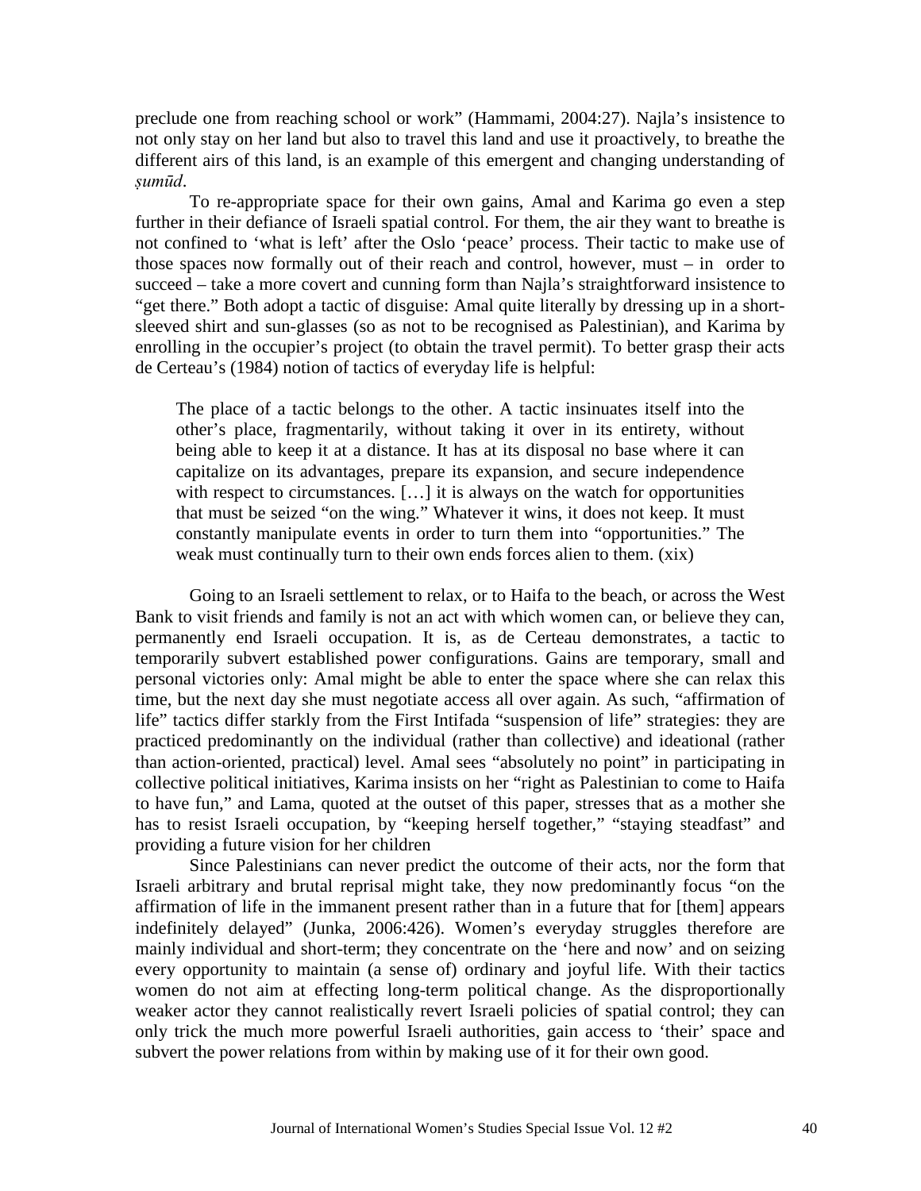preclude one from reaching school or work" (Hammami, 2004:27). Najla's insistence to not only stay on her land but also to travel this land and use it proactively, to breathe the different airs of this land, is an example of this emergent and changing understanding of *ṣumūd*.

To re-appropriate space for their own gains, Amal and Karima go even a step further in their defiance of Israeli spatial control. For them, the air they want to breathe is not confined to 'what is left' after the Oslo 'peace' process. Their tactic to make use of those spaces now formally out of their reach and control, however, must – in order to succeed – take a more covert and cunning form than Najla's straightforward insistence to "get there." Both adopt a tactic of disguise: Amal quite literally by dressing up in a short-sleeved shirt and sun-glasses (so as not to be recognised as Palestinian), and Karima by enrolling in the occupier's project (to obtain the travel permit). To better grasp their acts de Certeau's (1984) notion of tactics of everyday life is helpful:

> The place of a tactic belongs to the other. A tactic insinuates itself into the other's place, fragmentarily, without taking it over in its entirety, without being able to keep it at a distance. It has at its disposal no base where it can capitalize on its advantages, prepare its expansion, and secure independence with respect to circumstances. […] it is always on the watch for opportunities that must be seized "on the wing." Whatever it wins, it does not keep. It must constantly manipulate events in order to turn them into "opportunities." The weak must continually turn to their own ends forces alien to them. (xix)

Going to an Israeli settlement to relax, or to Haifa to the beach, or across the West Bank to visit friends and family is not an act with which women can, or believe they can, permanently end Israeli occupation. It is, as de Certeau demonstrates, a tactic to temporarily subvert established power configurations. Gains are temporary, small and personal victories only: Amal might be able to enter the space where she can relax this time, but the next day she must negotiate access all over again. As such, "affirmation of life" tactics differ starkly from the First Intifada "suspension of life" strategies: they are practiced predominantly on the individual (rather than collective) and ideational (rather than action-oriented, practical) level. Amal sees "absolutely no point" in participating in collective political initiatives, Karima insists on her "right as Palestinian to come to Haifa to have fun," and Lama, quoted at the outset of this paper, stresses that as a mother she has to resist Israeli occupation, by "keeping herself together," "staying steadfast" and providing a future vision for her children

Since Palestinians can never predict the outcome of their acts, nor the form that Israeli arbitrary and brutal reprisal might take, they now predominantly focus "on the affirmation of life in the immanent present rather than in a future that for [them] appears indefinitely delayed" (Junka, 2006:426). Women's everyday struggles therefore are mainly individual and short-term; they concentrate on the 'here and now' and on seizing every opportunity to maintain (a sense of) ordinary and joyful life. With their tactics women do not aim at effecting long-term political change. As the disproportionally weaker actor they cannot realistically revert Israeli policies of spatial control; they can only trick the much more powerful Israeli authorities, gain access to 'their' space and subvert the power relations from within by making use of it for their own good.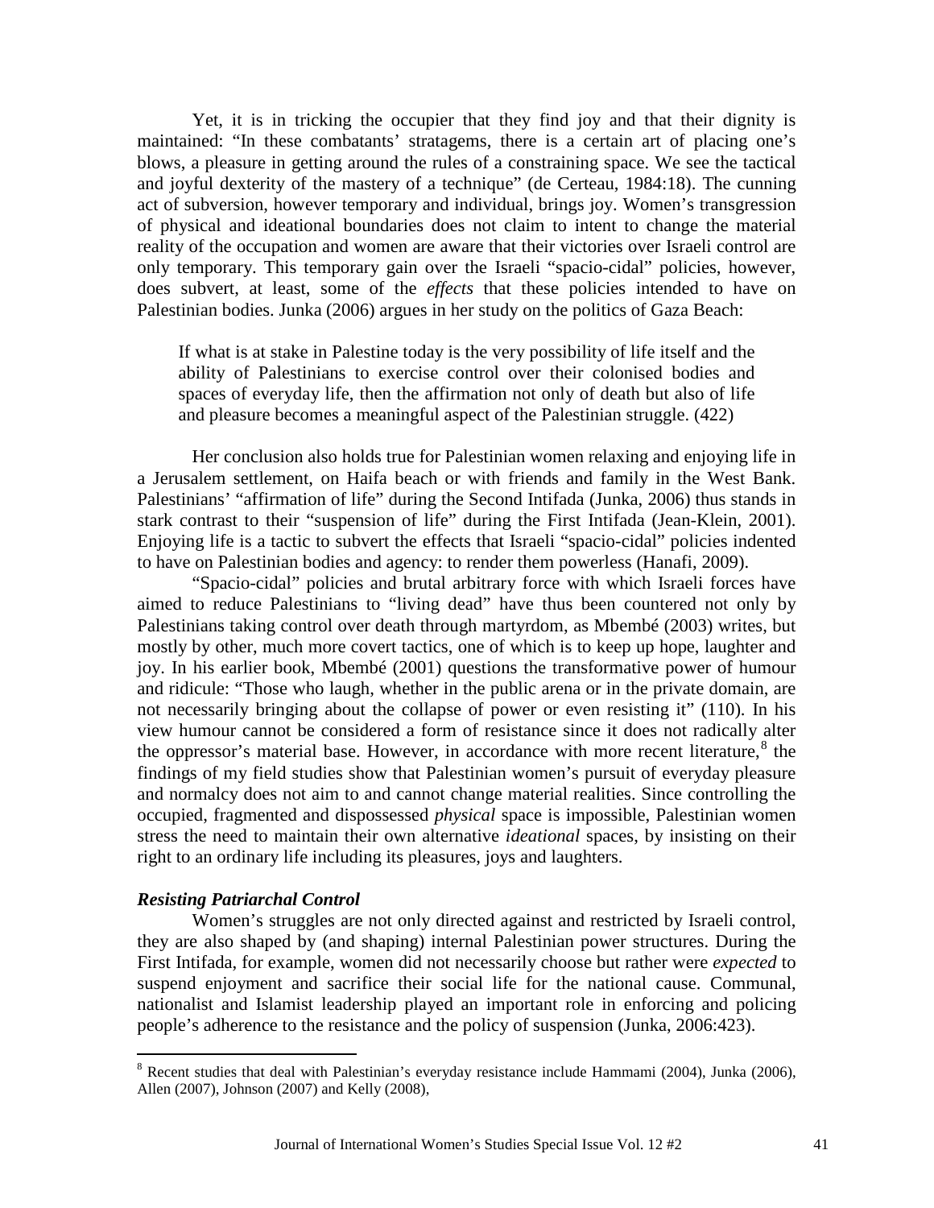Yet, it is in tricking the occupier that they find joy and that their dignity is maintained: "In these combatants' stratagems, there is a certain art of placing one's blows, a pleasure in getting around the rules of a constraining space. We see the tactical and joyful dexterity of the mastery of a technique" (de Certeau, 1984:18). The cunning act of subversion, however temporary and individual, brings joy. Women's transgression of physical and ideational boundaries does not claim to intent to change the material reality of the occupation and women are aware that their victories over Israeli control are only temporary. This temporary gain over the Israeli "spacio-cidal" policies, however, does subvert, at least, some of the *effects* that these policies intended to have on Palestinian bodies. Junka (2006) argues in her study on the politics of Gaza Beach:

> If what is at stake in Palestine today is the very possibility of life itself and the ability of Palestinians to exercise control over their colonised bodies and spaces of everyday life, then the affirmation not only of death but also of life and pleasure becomes a meaningful aspect of the Palestinian struggle. (422)

Her conclusion also holds true for Palestinian women relaxing and enjoying life in a Jerusalem settlement, on Haifa beach or with friends and family in the West Bank. Palestinians' "affirmation of life" during the Second Intifada (Junka, 2006) thus stands in stark contrast to their "suspension of life" during the First Intifada (Jean-Klein, 2001). Enjoying life is a tactic to subvert the effects that Israeli "spacio-cidal" policies indented to have on Palestinian bodies and agency: to render them powerless (Hanafi, 2009).

"Spacio-cidal" policies and brutal arbitrary force with which Israeli forces have aimed to reduce Palestinians to "living dead" have thus been countered not only by Palestinians taking control over death through martyrdom, as Mbembé (2003) writes, but mostly by other, much more covert tactics, one of which is to keep up hope, laughter and joy. In his earlier book, Mbembé (2001) questions the transformative power of humour and ridicule: "Those who laugh, whether in the public arena or in the private domain, are not necessarily bringing about the collapse of power or even resisting it" (110). In his view humour cannot be considered a form of resistance since it does not radically alter the oppressor's material base. However, in accordance with more recent literature,[8] the findings of my field studies show that Palestinian women's pursuit of everyday pleasure and normalcy does not aim to and cannot change material realities. Since controlling the occupied, fragmented and dispossessed *physical* space is impossible, Palestinian women stress the need to maintain their own alternative *ideational* spaces, by insisting on their right to an ordinary life including its pleasures, joys and laughters.

### ***Resisting Patriarchal Control***

Women's struggles are not only directed against and restricted by Israeli control, they are also shaped by (and shaping) internal Palestinian power structures. During the First Intifada, for example, women did not necessarily choose but rather were *expected* to suspend enjoyment and sacrifice their social life for the national cause. Communal, nationalist and Islamist leadership played an important role in enforcing and policing people's adherence to the resistance and the policy of suspension (Junka, 2006:423).

---

[8] Recent studies that deal with Palestinian's everyday resistance include Hammami (2004), Junka (2006), Allen (2007), Johnson (2007) and Kelly (2008),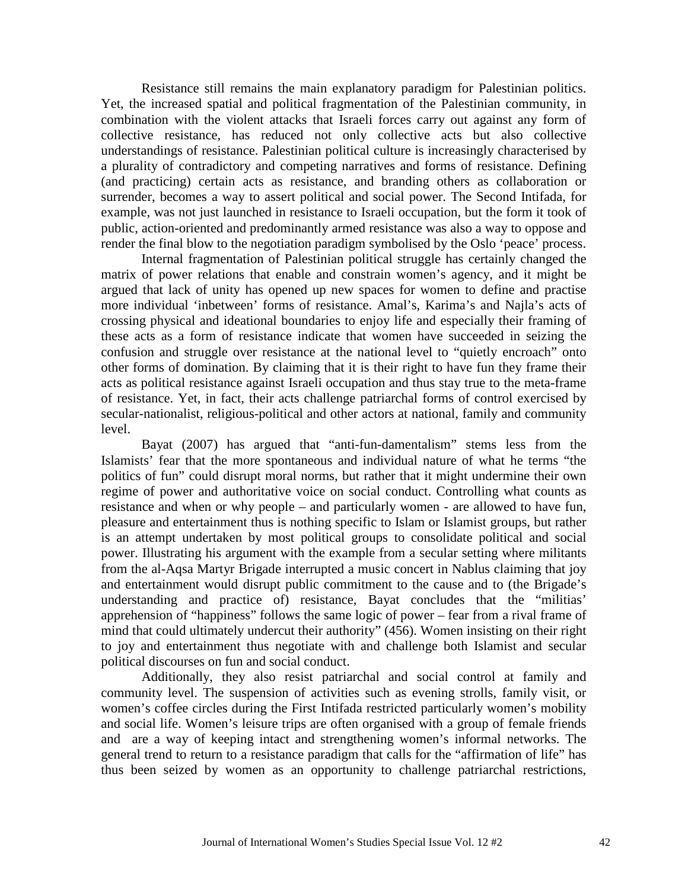Resistance still remains the main explanatory paradigm for Palestinian politics. Yet, the increased spatial and political fragmentation of the Palestinian community, in combination with the violent attacks that Israeli forces carry out against any form of collective resistance, has reduced not only collective acts but also collective understandings of resistance. Palestinian political culture is increasingly characterised by a plurality of contradictory and competing narratives and forms of resistance. Defining (and practicing) certain acts as resistance, and branding others as collaboration or surrender, becomes a way to assert political and social power. The Second Intifada, for example, was not just launched in resistance to Israeli occupation, but the form it took of public, action-oriented and predominantly armed resistance was also a way to oppose and render the final blow to the negotiation paradigm symbolised by the Oslo 'peace' process.

Internal fragmentation of Palestinian political struggle has certainly changed the matrix of power relations that enable and constrain women's agency, and it might be argued that lack of unity has opened up new spaces for women to define and practise more individual 'inbetween' forms of resistance. Amal's, Karima's and Najla's acts of crossing physical and ideational boundaries to enjoy life and especially their framing of these acts as a form of resistance indicate that women have succeeded in seizing the confusion and struggle over resistance at the national level to "quietly encroach" onto other forms of domination. By claiming that it is their right to have fun they frame their acts as political resistance against Israeli occupation and thus stay true to the meta-frame of resistance. Yet, in fact, their acts challenge patriarchal forms of control exercised by secular-nationalist, religious-political and other actors at national, family and community level.

Bayat (2007) has argued that "anti-fun-damentalism" stems less from the Islamists' fear that the more spontaneous and individual nature of what he terms "the politics of fun" could disrupt moral norms, but rather that it might undermine their own regime of power and authoritative voice on social conduct. Controlling what counts as resistance and when or why people – and particularly women - are allowed to have fun, pleasure and entertainment thus is nothing specific to Islam or Islamist groups, but rather is an attempt undertaken by most political groups to consolidate political and social power. Illustrating his argument with the example from a secular setting where militants from the al-Aqsa Martyr Brigade interrupted a music concert in Nablus claiming that joy and entertainment would disrupt public commitment to the cause and to (the Brigade's understanding and practice of) resistance, Bayat concludes that the "militias' apprehension of "happiness" follows the same logic of power – fear from a rival frame of mind that could ultimately undercut their authority" (456). Women insisting on their right to joy and entertainment thus negotiate with and challenge both Islamist and secular political discourses on fun and social conduct.

Additionally, they also resist patriarchal and social control at family and community level. The suspension of activities such as evening strolls, family visit, or women's coffee circles during the First Intifada restricted particularly women's mobility and social life. Women's leisure trips are often organised with a group of female friends and are a way of keeping intact and strengthening women's informal networks. The general trend to return to a resistance paradigm that calls for the "affirmation of life" has thus been seized by women as an opportunity to challenge patriarchal restrictions,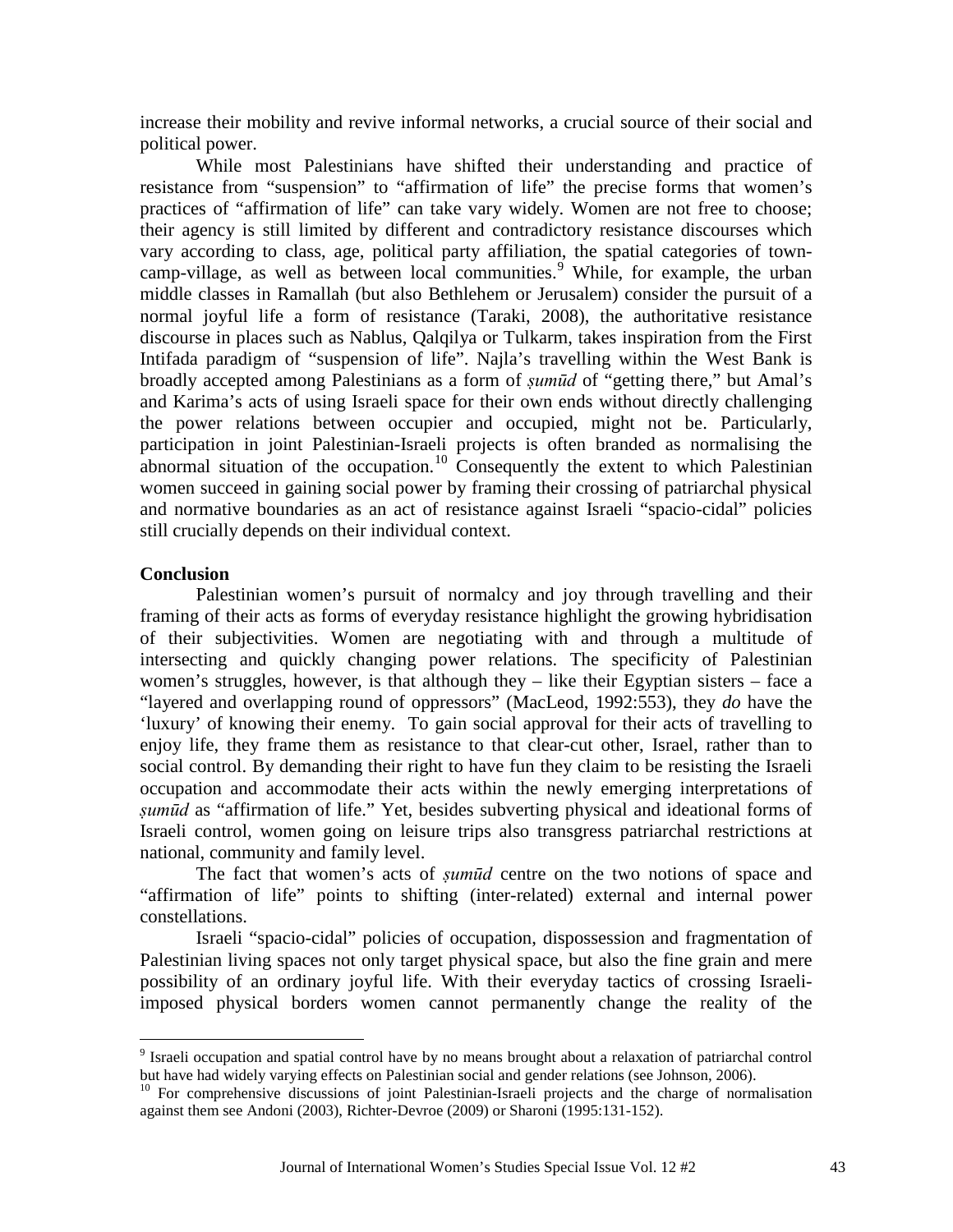increase their mobility and revive informal networks, a crucial source of their social and political power.

While most Palestinians have shifted their understanding and practice of resistance from "suspension" to "affirmation of life" the precise forms that women's practices of "affirmation of life" can take vary widely. Women are not free to choose; their agency is still limited by different and contradictory resistance discourses which vary according to class, age, political party affiliation, the spatial categories of town-camp-village, as well as between local communities.[9] While, for example, the urban middle classes in Ramallah (but also Bethlehem or Jerusalem) consider the pursuit of a normal joyful life a form of resistance (Taraki, 2008), the authoritative resistance discourse in places such as Nablus, Qalqilya or Tulkarm, takes inspiration from the First Intifada paradigm of "suspension of life". Najla's travelling within the West Bank is broadly accepted among Palestinians as a form of *ṣumūd* of "getting there," but Amal's and Karima's acts of using Israeli space for their own ends without directly challenging the power relations between occupier and occupied, might not be. Particularly, participation in joint Palestinian-Israeli projects is often branded as normalising the abnormal situation of the occupation.[10] Consequently the extent to which Palestinian women succeed in gaining social power by framing their crossing of patriarchal physical and normative boundaries as an act of resistance against Israeli "spacio-cidal" policies still crucially depends on their individual context.

**Conclusion**

Palestinian women's pursuit of normalcy and joy through travelling and their framing of their acts as forms of everyday resistance highlight the growing hybridisation of their subjectivities. Women are negotiating with and through a multitude of intersecting and quickly changing power relations. The specificity of Palestinian women's struggles, however, is that although they – like their Egyptian sisters – face a "layered and overlapping round of oppressors" (MacLeod, 1992:553), they *do* have the 'luxury' of knowing their enemy. To gain social approval for their acts of travelling to enjoy life, they frame them as resistance to that clear-cut other, Israel, rather than to social control. By demanding their right to have fun they claim to be resisting the Israeli occupation and accommodate their acts within the newly emerging interpretations of *ṣumūd* as "affirmation of life." Yet, besides subverting physical and ideational forms of Israeli control, women going on leisure trips also transgress patriarchal restrictions at national, community and family level.

The fact that women's acts of *ṣumūd* centre on the two notions of space and "affirmation of life" points to shifting (inter-related) external and internal power constellations.

Israeli "spacio-cidal" policies of occupation, dispossession and fragmentation of Palestinian living spaces not only target physical space, but also the fine grain and mere possibility of an ordinary joyful life. With their everyday tactics of crossing Israeli-imposed physical borders women cannot permanently change the reality of the

---

[9] Israeli occupation and spatial control have by no means brought about a relaxation of patriarchal control but have had widely varying effects on Palestinian social and gender relations (see Johnson, 2006).

[10] For comprehensive discussions of joint Palestinian-Israeli projects and the charge of normalisation against them see Andoni (2003), Richter-Devroe (2009) or Sharoni (1995:131-152).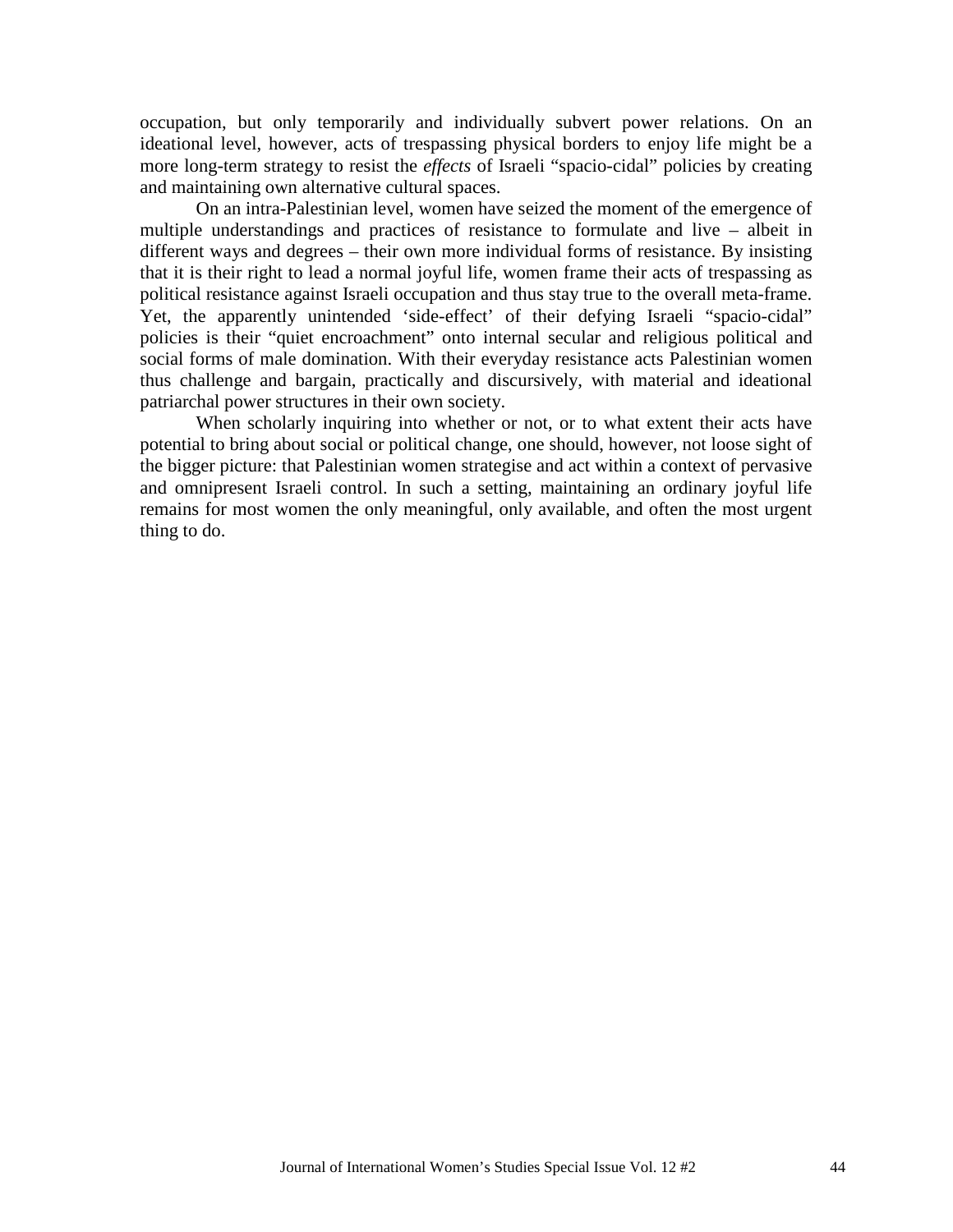occupation, but only temporarily and individually subvert power relations. On an ideational level, however, acts of trespassing physical borders to enjoy life might be a more long-term strategy to resist the *effects* of Israeli "spacio-cidal" policies by creating and maintaining own alternative cultural spaces.

On an intra-Palestinian level, women have seized the moment of the emergence of multiple understandings and practices of resistance to formulate and live – albeit in different ways and degrees – their own more individual forms of resistance. By insisting that it is their right to lead a normal joyful life, women frame their acts of trespassing as political resistance against Israeli occupation and thus stay true to the overall meta-frame. Yet, the apparently unintended 'side-effect' of their defying Israeli "spacio-cidal" policies is their "quiet encroachment" onto internal secular and religious political and social forms of male domination. With their everyday resistance acts Palestinian women thus challenge and bargain, practically and discursively, with material and ideational patriarchal power structures in their own society.

When scholarly inquiring into whether or not, or to what extent their acts have potential to bring about social or political change, one should, however, not loose sight of the bigger picture: that Palestinian women strategise and act within a context of pervasive and omnipresent Israeli control. In such a setting, maintaining an ordinary joyful life remains for most women the only meaningful, only available, and often the most urgent thing to do.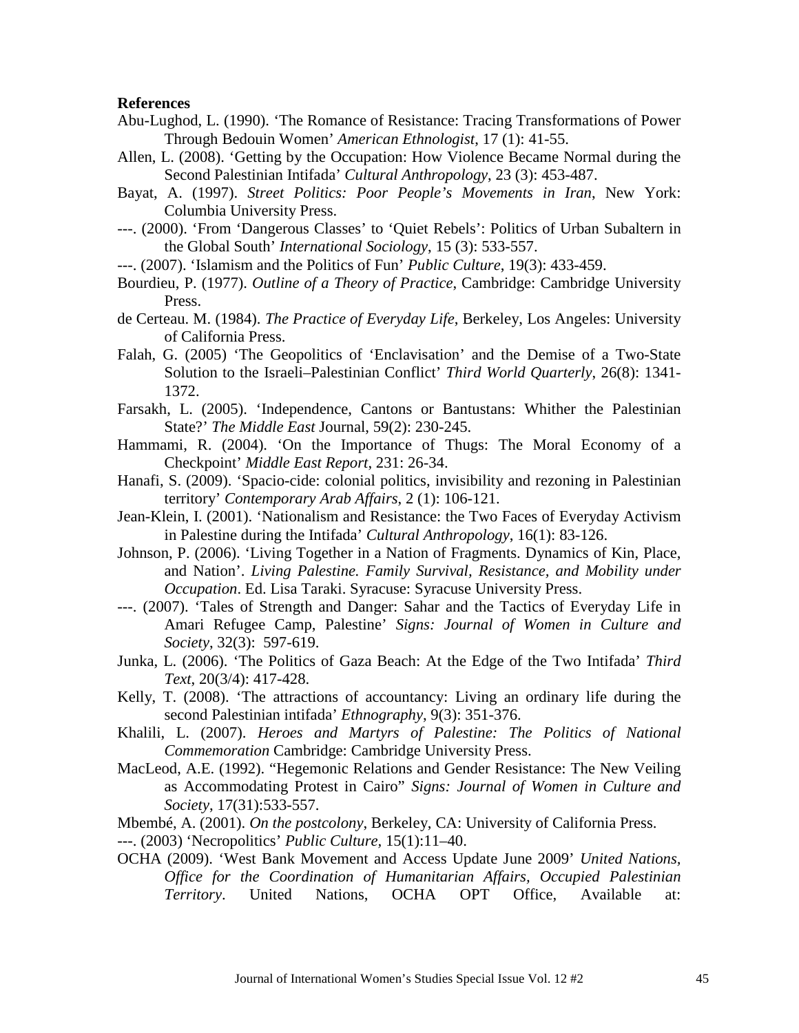**References**

Abu-Lughod, L. (1990). 'The Romance of Resistance: Tracing Transformations of Power Through Bedouin Women' *American Ethnologist*, 17 (1): 41-55.

Allen, L. (2008). 'Getting by the Occupation: How Violence Became Normal during the Second Palestinian Intifada' *Cultural Anthropology*, 23 (3): 453-487.

Bayat, A. (1997). *Street Politics: Poor People's Movements in Iran*, New York: Columbia University Press.

---. (2000). 'From 'Dangerous Classes' to 'Quiet Rebels': Politics of Urban Subaltern in the Global South' *International Sociology*, 15 (3): 533-557.

---. (2007). 'Islamism and the Politics of Fun' *Public Culture*, 19(3): 433-459.

Bourdieu, P. (1977). *Outline of a Theory of Practice*, Cambridge: Cambridge University Press.

de Certeau. M. (1984). *The Practice of Everyday Life*, Berkeley, Los Angeles: University of California Press.

Falah, G. (2005) 'The Geopolitics of 'Enclavisation' and the Demise of a Two-State Solution to the Israeli–Palestinian Conflict' *Third World Quarterly*, 26(8): 1341-1372.

Farsakh, L. (2005). 'Independence, Cantons or Bantustans: Whither the Palestinian State?' *The Middle East* Journal, 59(2): 230-245.

Hammami, R. (2004). 'On the Importance of Thugs: The Moral Economy of a Checkpoint' *Middle East Report*, 231: 26-34.

Hanafi, S. (2009). 'Spacio-cide: colonial politics, invisibility and rezoning in Palestinian territory' *Contemporary Arab Affairs*, 2 (1): 106-121.

Jean-Klein, I. (2001). 'Nationalism and Resistance: the Two Faces of Everyday Activism in Palestine during the Intifada' *Cultural Anthropology*, 16(1): 83-126.

Johnson, P. (2006). 'Living Together in a Nation of Fragments. Dynamics of Kin, Place, and Nation'. *Living Palestine. Family Survival, Resistance, and Mobility under Occupation*. Ed. Lisa Taraki. Syracuse: Syracuse University Press.

---. (2007). 'Tales of Strength and Danger: Sahar and the Tactics of Everyday Life in Amari Refugee Camp, Palestine' *Signs: Journal of Women in Culture and Society*, 32(3): 597-619.

Junka, L. (2006). 'The Politics of Gaza Beach: At the Edge of the Two Intifada' *Third Text*, 20(3/4): 417-428.

Kelly, T. (2008). 'The attractions of accountancy: Living an ordinary life during the second Palestinian intifada' *Ethnography*, 9(3): 351-376.

Khalili, L. (2007). *Heroes and Martyrs of Palestine: The Politics of National Commemoration* Cambridge: Cambridge University Press.

MacLeod, A.E. (1992). "Hegemonic Relations and Gender Resistance: The New Veiling as Accommodating Protest in Cairo" *Signs: Journal of Women in Culture and Society*, 17(31):533-557.

Mbembé, A. (2001). *On the postcolony*, Berkeley, CA: University of California Press.

---. (2003) 'Necropolitics' *Public Culture*, 15(1):11–40.

OCHA (2009). 'West Bank Movement and Access Update June 2009' *United Nations, Office for the Coordination of Humanitarian Affairs, Occupied Palestinian Territory*. United Nations, OCHA OPT Office, Available at: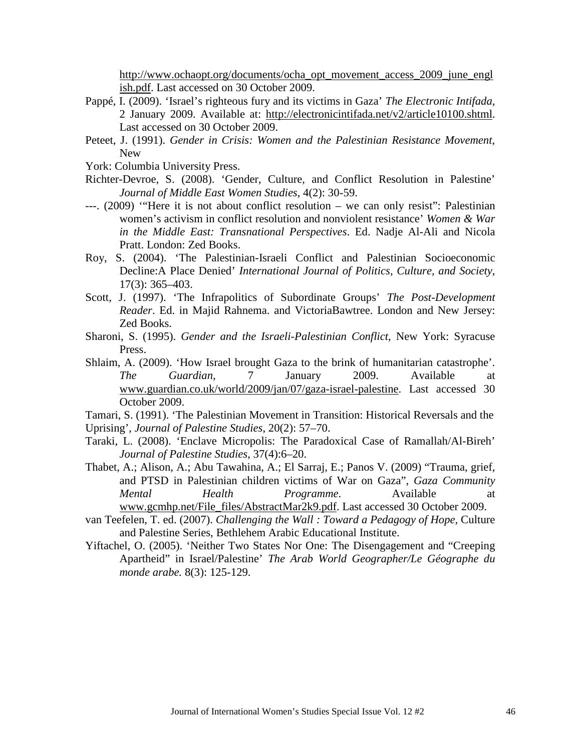http://www.ochaopt.org/documents/ocha_opt_movement_access_2009_june_english.pdf. Last accessed on 30 October 2009.

Pappé, I. (2009). 'Israel's righteous fury and its victims in Gaza' *The Electronic Intifada*, 2 January 2009. Available at: http://electronicintifada.net/v2/article10100.shtml. Last accessed on 30 October 2009.

Peteet, J. (1991). *Gender in Crisis: Women and the Palestinian Resistance Movement*, New

York: Columbia University Press.

Richter-Devroe, S. (2008). 'Gender, Culture, and Conflict Resolution in Palestine' *Journal of Middle East Women Studies*, 4(2): 30-59.

---. (2009) '"Here it is not about conflict resolution – we can only resist": Palestinian women's activism in conflict resolution and nonviolent resistance' *Women & War in the Middle East: Transnational Perspectives*. Ed. Nadje Al-Ali and Nicola Pratt. London: Zed Books.

Roy, S. (2004). 'The Palestinian-Israeli Conflict and Palestinian Socioeconomic Decline:A Place Denied' *International Journal of Politics, Culture, and Society*, 17(3): 365–403.

Scott, J. (1997). 'The Infrapolitics of Subordinate Groups' *The Post-Development Reader*. Ed. in Majid Rahnema. and VictoriaBawtree. London and New Jersey: Zed Books.

Sharoni, S. (1995). *Gender and the Israeli-Palestinian Conflict*, New York: Syracuse Press.

Shlaim, A. (2009). 'How Israel brought Gaza to the brink of humanitarian catastrophe'. *The Guardian*, 7 January 2009. Available at www.guardian.co.uk/world/2009/jan/07/gaza-israel-palestine. Last accessed 30 October 2009.

Tamari, S. (1991). 'The Palestinian Movement in Transition: Historical Reversals and the Uprising', *Journal of Palestine Studies*, 20(2): 57–70.

Taraki, L. (2008). 'Enclave Micropolis: The Paradoxical Case of Ramallah/Al-Bireh' *Journal of Palestine Studies*, 37(4):6–20.

Thabet, A.; Alison, A.; Abu Tawahina, A.; El Sarraj, E.; Panos V. (2009) "Trauma, grief, and PTSD in Palestinian children victims of War on Gaza", *Gaza Community Mental Health Programme*. Available at www.gcmhp.net/File_files/AbstractMar2k9.pdf. Last accessed 30 October 2009.

van Teefelen, T. ed. (2007). *Challenging the Wall : Toward a Pedagogy of Hope*, Culture and Palestine Series, Bethlehem Arabic Educational Institute.

Yiftachel, O. (2005). 'Neither Two States Nor One: The Disengagement and "Creeping Apartheid" in Israel/Palestine' *The Arab World Geographer/Le Géographe du monde arabe.* 8(3): 125-129.